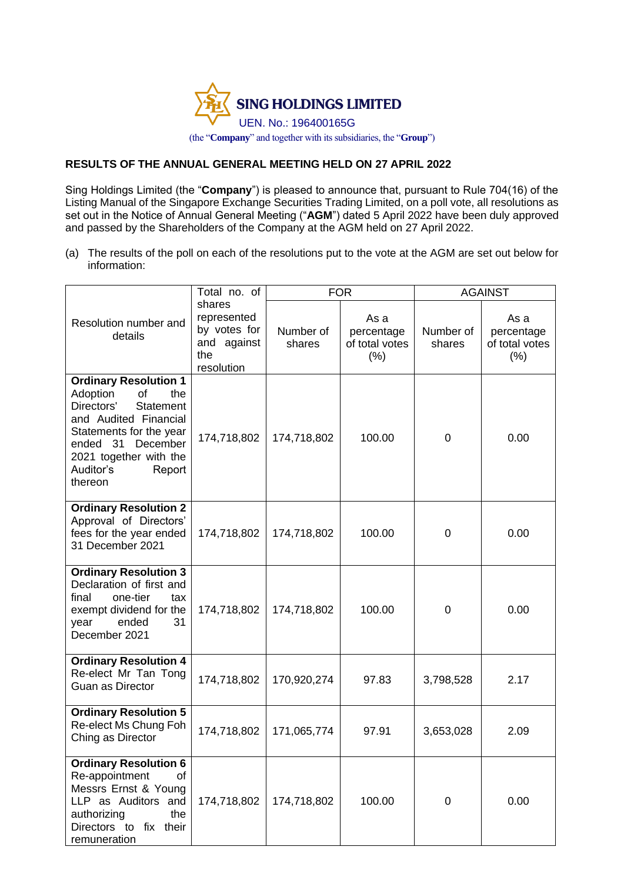**SING HOLDINGS LIMITED**

UEN. No.: 196400165G

(the "**Company**" and together with its subsidiaries, the "**Group**")

**RESULTS OF THE ANNUAL GENERAL MEETING HELD ON 27 APRIL 2022**

Sing Holdings Limited (the "**Company**") is pleased to announce that, pursuant to Rule 704(16) of the Listing Manual of the Singapore Exchange Securities Trading Limited, on a poll vote, all resolutions as set out in the Notice of Annual General Meeting ("**AGM**") dated 5 April 2022 have been duly approved and passed by the Shareholders of the Company at the AGM held on 27 April 2022.

(a) The results of the poll on each of the resolutions put to the vote at the AGM are set out below for information:

| Resolution number and details | Total no. of shares represented by votes for and against the resolution | FOR | | AGAINST | |
|---|---|---|---|---|---|
| | | Number of shares | As a percentage of total votes (%) | Number of shares | As a percentage of total votes (%) |
| **Ordinary Resolution 1** Adoption of the Directors' Statement and Audited Financial Statements for the year ended 31 December 2021 together with the Auditor's Report thereon | 174,718,802 | 174,718,802 | 100.00 | 0 | 0.00 |
| **Ordinary Resolution 2** Approval of Directors' fees for the year ended 31 December 2021 | 174,718,802 | 174,718,802 | 100.00 | 0 | 0.00 |
| **Ordinary Resolution 3** Declaration of first and final one-tier tax exempt dividend for the year ended 31 December 2021 | 174,718,802 | 174,718,802 | 100.00 | 0 | 0.00 |
| **Ordinary Resolution 4** Re-elect Mr Tan Tong Guan as Director | 174,718,802 | 170,920,274 | 97.83 | 3,798,528 | 2.17 |
| **Ordinary Resolution 5** Re-elect Ms Chung Foh Ching as Director | 174,718,802 | 171,065,774 | 97.91 | 3,653,028 | 2.09 |
| **Ordinary Resolution 6** Re-appointment of Messrs Ernst & Young LLP as Auditors and authorizing the Directors to fix their remuneration | 174,718,802 | 174,718,802 | 100.00 | 0 | 0.00 |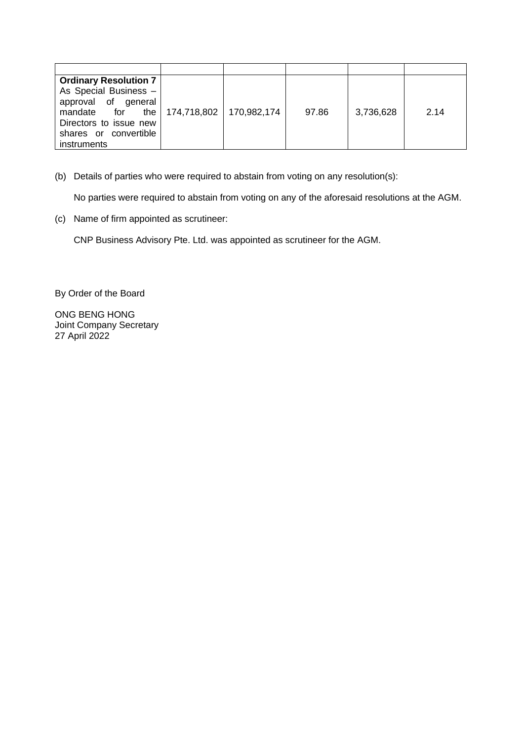| | | | | | |
|---|---|---|---|---|---|
| **Ordinary Resolution 7** As Special Business – approval of general mandate for the Directors to issue new shares or convertible instruments | 174,718,802 | 170,982,174 | 97.86 | 3,736,628 | 2.14 |

(b) Details of parties who were required to abstain from voting on any resolution(s):

No parties were required to abstain from voting on any of the aforesaid resolutions at the AGM.

(c) Name of firm appointed as scrutineer:

CNP Business Advisory Pte. Ltd. was appointed as scrutineer for the AGM.

By Order of the Board

ONG BENG HONG
Joint Company Secretary
27 April 2022